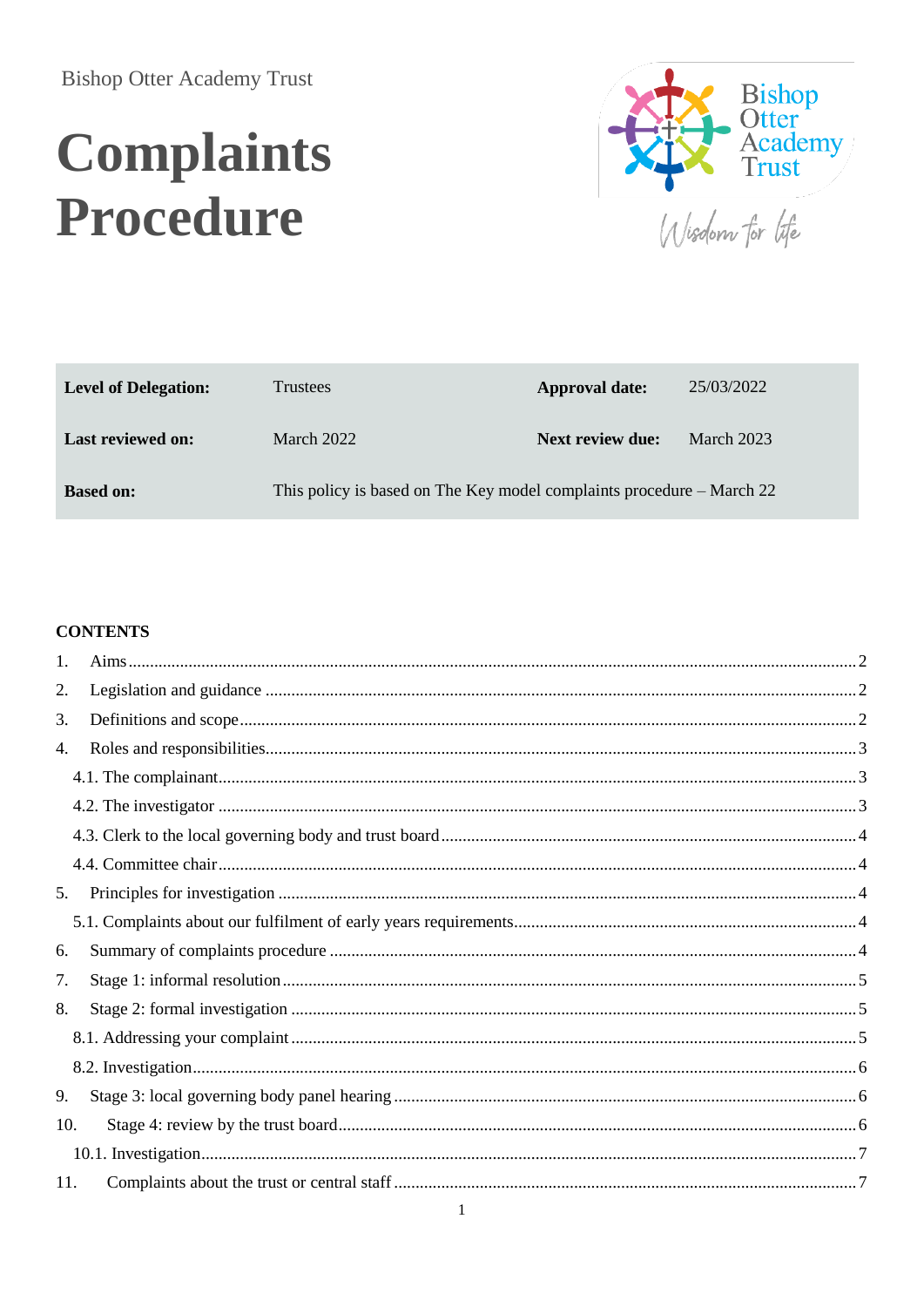Bishop Otter Academy Trust

# Complaints Procedure

Bishop Otter Academy Trust

Wisdom for life

| **Level of Delegation:** | Trustees | **Approval date:** | 25/03/2022 |
|---|---|---|---|
| **Last reviewed on:** | March 2022 | **Next review due:** | March 2023 |
| **Based on:** | This policy is based on The Key model complaints procedure – March 22 | | |

**CONTENTS**

1. Aims ..... 2
2. Legislation and guidance ..... 2
3. Definitions and scope ..... 2
4. Roles and responsibilities ..... 3
   - 4.1. The complainant ..... 3
   - 4.2. The investigator ..... 3
   - 4.3. Clerk to the local governing body and trust board ..... 4
   - 4.4. Committee chair ..... 4
5. Principles for investigation ..... 4
   - 5.1. Complaints about our fulfilment of early years requirements ..... 4
6. Summary of complaints procedure ..... 4
7. Stage 1: informal resolution ..... 5
8. Stage 2: formal investigation ..... 5
   - 8.1. Addressing your complaint ..... 5
   - 8.2. Investigation ..... 6
9. Stage 3: local governing body panel hearing ..... 6
10. Stage 4: review by the trust board ..... 6
    - 10.1. Investigation ..... 7
11. Complaints about the trust or central staff ..... 7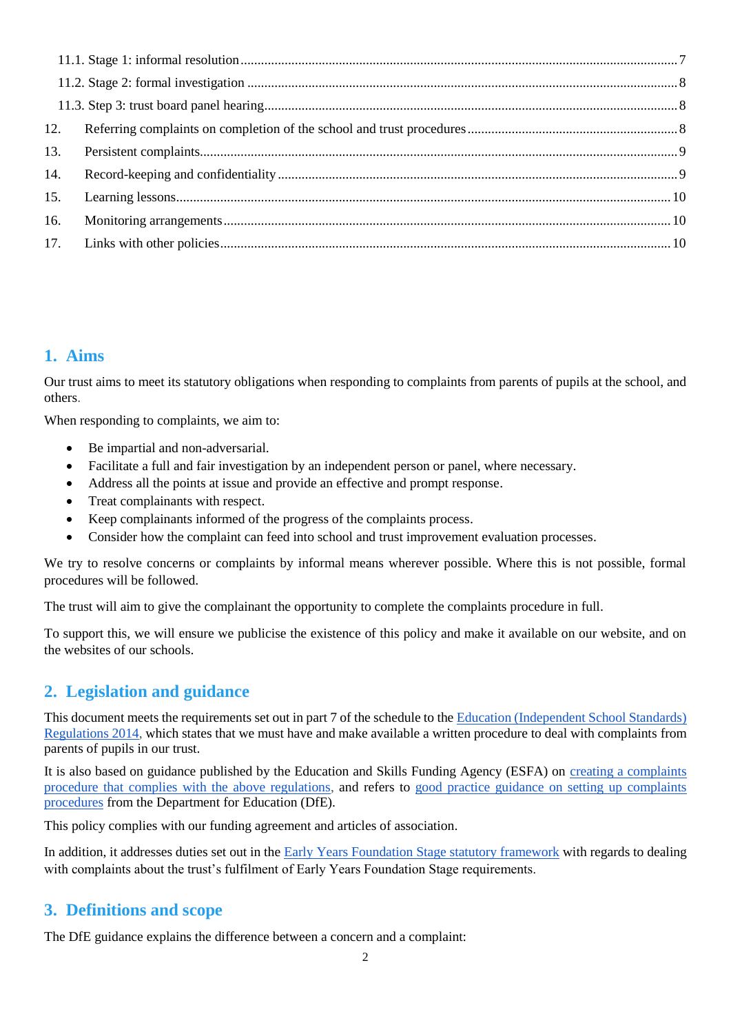11.1. Stage 1: informal resolution ........................................................................................................... 7

11.2. Stage 2: formal investigation ........................................................................................................... 8

11.3. Step 3: trust board panel hearing .................................................................................................... 8

12. Referring complaints on completion of the school and trust procedures ............................................. 8

13. Persistent complaints ........................................................................................................................... 9

14. Record-keeping and confidentiality ..................................................................................................... 9

15. Learning lessons .................................................................................................................................. 10

16. Monitoring arrangements .................................................................................................................... 10

17. Links with other policies ..................................................................................................................... 10

## 1. Aims

Our trust aims to meet its statutory obligations when responding to complaints from parents of pupils at the school, and others.

When responding to complaints, we aim to:

- Be impartial and non-adversarial.
- Facilitate a full and fair investigation by an independent person or panel, where necessary.
- Address all the points at issue and provide an effective and prompt response.
- Treat complainants with respect.
- Keep complainants informed of the progress of the complaints process.
- Consider how the complaint can feed into school and trust improvement evaluation processes.

We try to resolve concerns or complaints by informal means wherever possible. Where this is not possible, formal procedures will be followed.

The trust will aim to give the complainant the opportunity to complete the complaints procedure in full.

To support this, we will ensure we publicise the existence of this policy and make it available on our website, and on the websites of our schools.

## 2. Legislation and guidance

This document meets the requirements set out in part 7 of the schedule to the Education (Independent School Standards) Regulations 2014, which states that we must have and make available a written procedure to deal with complaints from parents of pupils in our trust.

It is also based on guidance published by the Education and Skills Funding Agency (ESFA) on creating a complaints procedure that complies with the above regulations, and refers to good practice guidance on setting up complaints procedures from the Department for Education (DfE).

This policy complies with our funding agreement and articles of association.

In addition, it addresses duties set out in the Early Years Foundation Stage statutory framework with regards to dealing with complaints about the trust's fulfilment of Early Years Foundation Stage requirements.

## 3. Definitions and scope

The DfE guidance explains the difference between a concern and a complaint: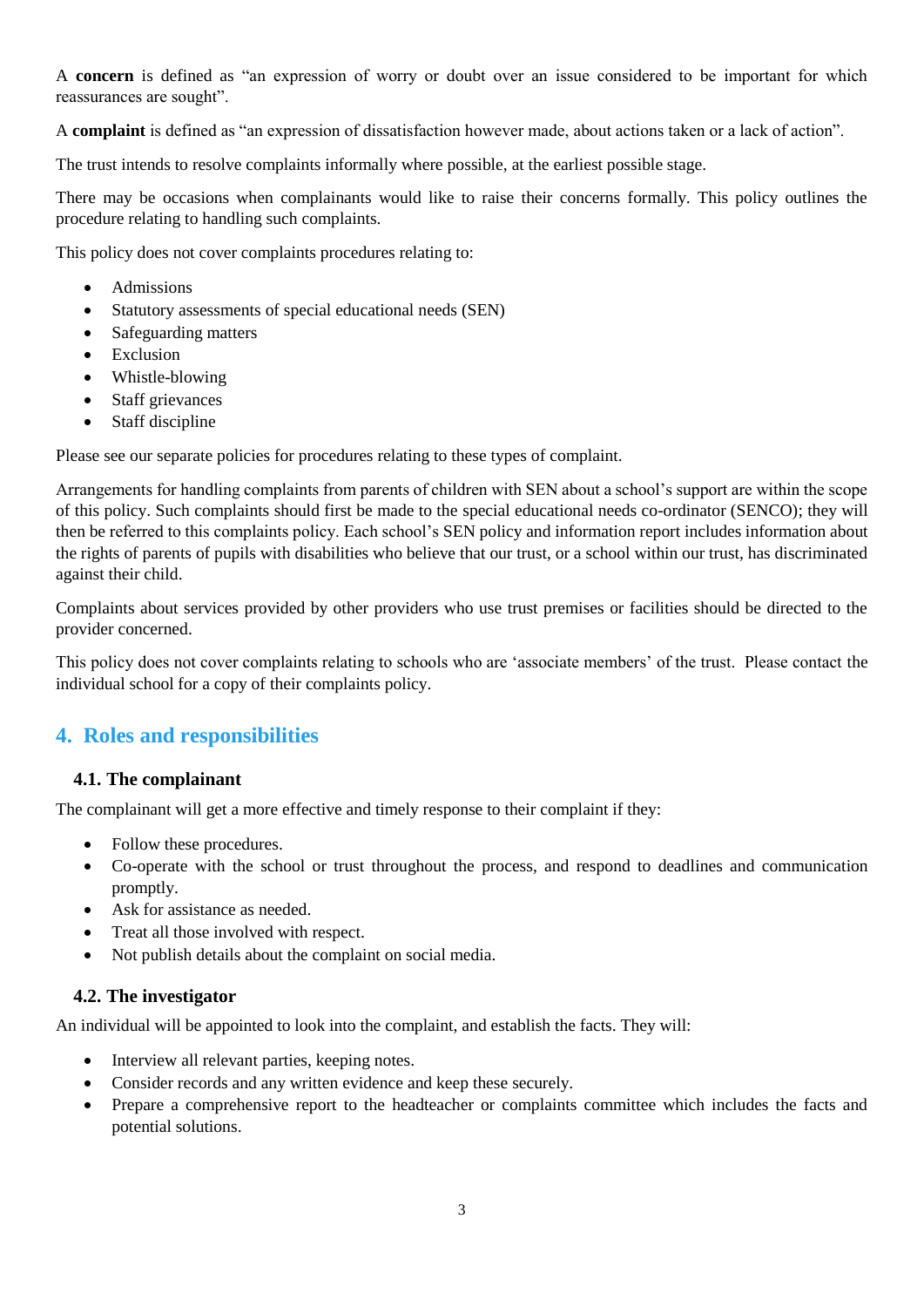A **concern** is defined as "an expression of worry or doubt over an issue considered to be important for which reassurances are sought".

A **complaint** is defined as "an expression of dissatisfaction however made, about actions taken or a lack of action".

The trust intends to resolve complaints informally where possible, at the earliest possible stage.

There may be occasions when complainants would like to raise their concerns formally. This policy outlines the procedure relating to handling such complaints.

This policy does not cover complaints procedures relating to:

- Admissions
- Statutory assessments of special educational needs (SEN)
- Safeguarding matters
- Exclusion
- Whistle-blowing
- Staff grievances
- Staff discipline

Please see our separate policies for procedures relating to these types of complaint.

Arrangements for handling complaints from parents of children with SEN about a school's support are within the scope of this policy. Such complaints should first be made to the special educational needs co-ordinator (SENCO); they will then be referred to this complaints policy. Each school's SEN policy and information report includes information about the rights of parents of pupils with disabilities who believe that our trust, or a school within our trust, has discriminated against their child.

Complaints about services provided by other providers who use trust premises or facilities should be directed to the provider concerned.

This policy does not cover complaints relating to schools who are 'associate members' of the trust. Please contact the individual school for a copy of their complaints policy.

## 4. Roles and responsibilities

### 4.1. The complainant

The complainant will get a more effective and timely response to their complaint if they:

- Follow these procedures.
- Co-operate with the school or trust throughout the process, and respond to deadlines and communication promptly.
- Ask for assistance as needed.
- Treat all those involved with respect.
- Not publish details about the complaint on social media.

### 4.2. The investigator

An individual will be appointed to look into the complaint, and establish the facts. They will:

- Interview all relevant parties, keeping notes.
- Consider records and any written evidence and keep these securely.
- Prepare a comprehensive report to the headteacher or complaints committee which includes the facts and potential solutions.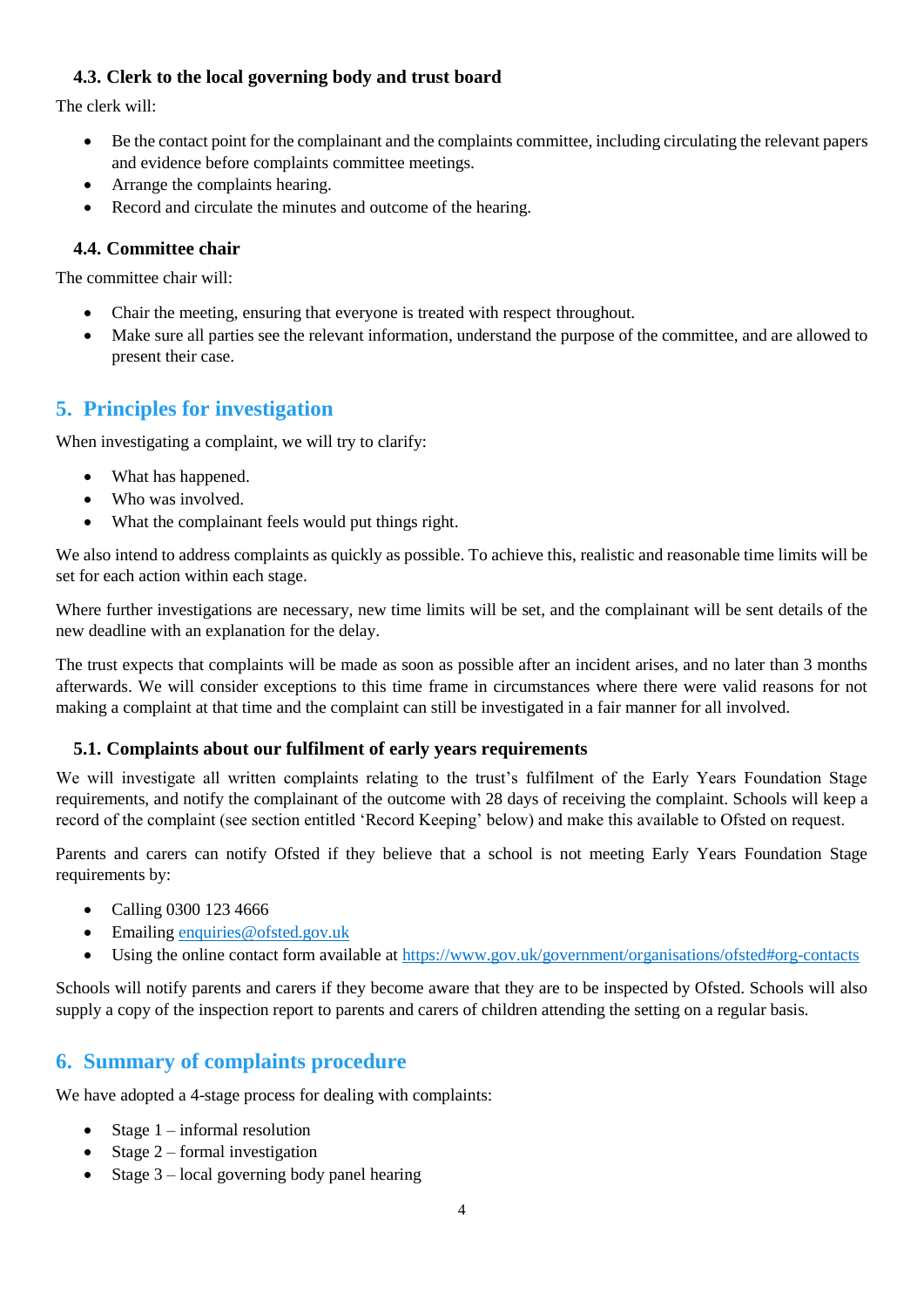### 4.3. Clerk to the local governing body and trust board

The clerk will:

- Be the contact point for the complainant and the complaints committee, including circulating the relevant papers and evidence before complaints committee meetings.
- Arrange the complaints hearing.
- Record and circulate the minutes and outcome of the hearing.

### 4.4. Committee chair

The committee chair will:

- Chair the meeting, ensuring that everyone is treated with respect throughout.
- Make sure all parties see the relevant information, understand the purpose of the committee, and are allowed to present their case.

## 5. Principles for investigation

When investigating a complaint, we will try to clarify:

- What has happened.
- Who was involved.
- What the complainant feels would put things right.

We also intend to address complaints as quickly as possible. To achieve this, realistic and reasonable time limits will be set for each action within each stage.

Where further investigations are necessary, new time limits will be set, and the complainant will be sent details of the new deadline with an explanation for the delay.

The trust expects that complaints will be made as soon as possible after an incident arises, and no later than 3 months afterwards. We will consider exceptions to this time frame in circumstances where there were valid reasons for not making a complaint at that time and the complaint can still be investigated in a fair manner for all involved.

### 5.1. Complaints about our fulfilment of early years requirements

We will investigate all written complaints relating to the trust's fulfilment of the Early Years Foundation Stage requirements, and notify the complainant of the outcome with 28 days of receiving the complaint. Schools will keep a record of the complaint (see section entitled 'Record Keeping' below) and make this available to Ofsted on request.

Parents and carers can notify Ofsted if they believe that a school is not meeting Early Years Foundation Stage requirements by:

- Calling 0300 123 4666
- Emailing [enquiries@ofsted.gov.uk](mailto:enquiries@ofsted.gov.uk)
- Using the online contact form available at [https://www.gov.uk/government/organisations/ofsted#org-contacts](https://www.gov.uk/government/organisations/ofsted#org-contacts)

Schools will notify parents and carers if they become aware that they are to be inspected by Ofsted. Schools will also supply a copy of the inspection report to parents and carers of children attending the setting on a regular basis.

## 6. Summary of complaints procedure

We have adopted a 4-stage process for dealing with complaints:

- Stage 1 – informal resolution
- Stage 2 – formal investigation
- Stage 3 – local governing body panel hearing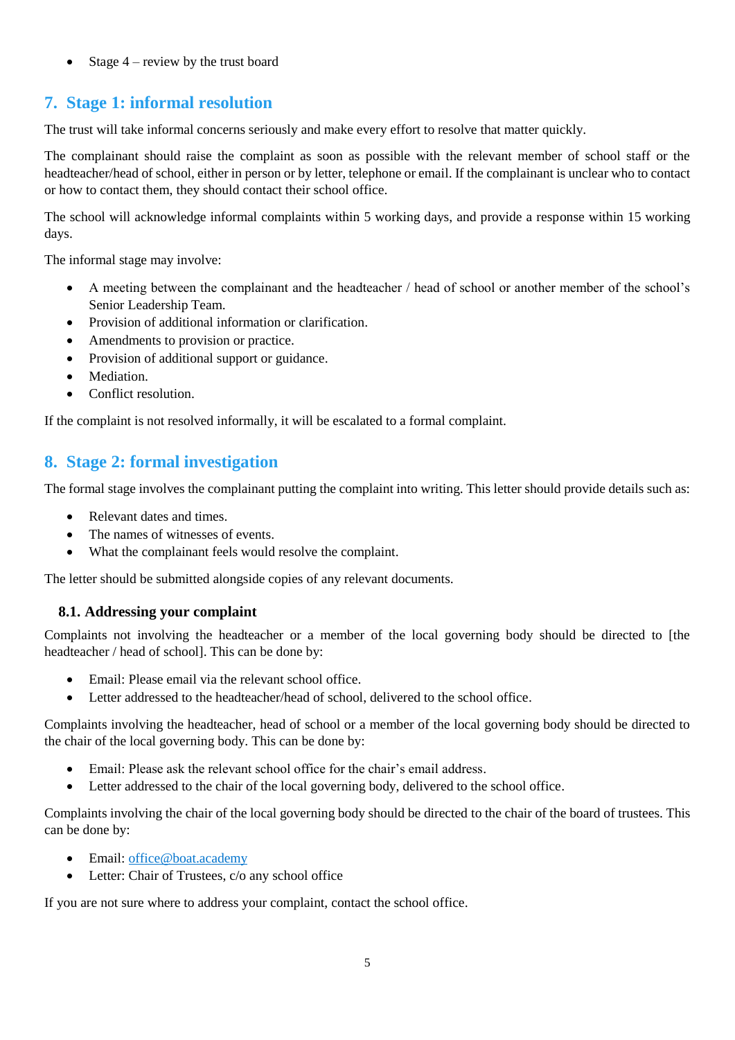- Stage 4 – review by the trust board

## 7. Stage 1: informal resolution

The trust will take informal concerns seriously and make every effort to resolve that matter quickly.

The complainant should raise the complaint as soon as possible with the relevant member of school staff or the headteacher/head of school, either in person or by letter, telephone or email. If the complainant is unclear who to contact or how to contact them, they should contact their school office.

The school will acknowledge informal complaints within 5 working days, and provide a response within 15 working days.

The informal stage may involve:

- A meeting between the complainant and the headteacher / head of school or another member of the school's Senior Leadership Team.
- Provision of additional information or clarification.
- Amendments to provision or practice.
- Provision of additional support or guidance.
- Mediation.
- Conflict resolution.

If the complaint is not resolved informally, it will be escalated to a formal complaint.

## 8. Stage 2: formal investigation

The formal stage involves the complainant putting the complaint into writing. This letter should provide details such as:

- Relevant dates and times.
- The names of witnesses of events.
- What the complainant feels would resolve the complaint.

The letter should be submitted alongside copies of any relevant documents.

### 8.1. Addressing your complaint

Complaints not involving the headteacher or a member of the local governing body should be directed to [the headteacher / head of school]. This can be done by:

- Email: Please email via the relevant school office.
- Letter addressed to the headteacher/head of school, delivered to the school office.

Complaints involving the headteacher, head of school or a member of the local governing body should be directed to the chair of the local governing body. This can be done by:

- Email: Please ask the relevant school office for the chair's email address.
- Letter addressed to the chair of the local governing body, delivered to the school office.

Complaints involving the chair of the local governing body should be directed to the chair of the board of trustees. This can be done by:

- Email: office@boat.academy
- Letter: Chair of Trustees, c/o any school office

If you are not sure where to address your complaint, contact the school office.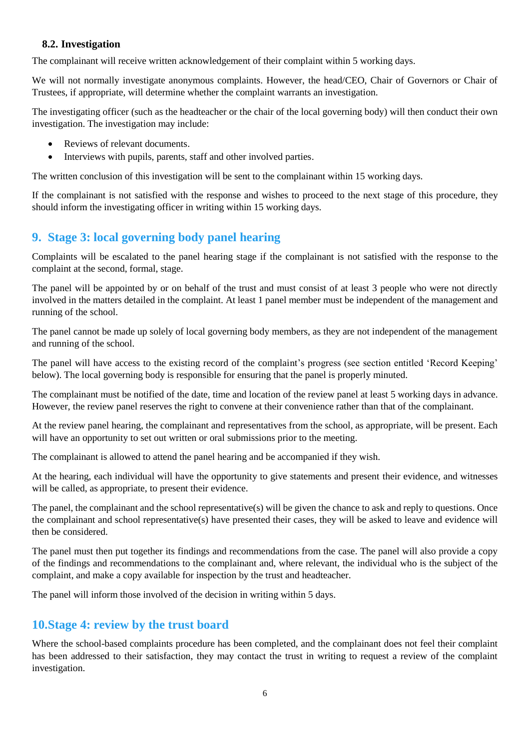### 8.2. Investigation

The complainant will receive written acknowledgement of their complaint within 5 working days.

We will not normally investigate anonymous complaints. However, the head/CEO, Chair of Governors or Chair of Trustees, if appropriate, will determine whether the complaint warrants an investigation.

The investigating officer (such as the headteacher or the chair of the local governing body) will then conduct their own investigation. The investigation may include:

- Reviews of relevant documents.
- Interviews with pupils, parents, staff and other involved parties.

The written conclusion of this investigation will be sent to the complainant within 15 working days.

If the complainant is not satisfied with the response and wishes to proceed to the next stage of this procedure, they should inform the investigating officer in writing within 15 working days.

## 9. Stage 3: local governing body panel hearing

Complaints will be escalated to the panel hearing stage if the complainant is not satisfied with the response to the complaint at the second, formal, stage.

The panel will be appointed by or on behalf of the trust and must consist of at least 3 people who were not directly involved in the matters detailed in the complaint. At least 1 panel member must be independent of the management and running of the school.

The panel cannot be made up solely of local governing body members, as they are not independent of the management and running of the school.

The panel will have access to the existing record of the complaint's progress (see section entitled 'Record Keeping' below). The local governing body is responsible for ensuring that the panel is properly minuted.

The complainant must be notified of the date, time and location of the review panel at least 5 working days in advance. However, the review panel reserves the right to convene at their convenience rather than that of the complainant.

At the review panel hearing, the complainant and representatives from the school, as appropriate, will be present. Each will have an opportunity to set out written or oral submissions prior to the meeting.

The complainant is allowed to attend the panel hearing and be accompanied if they wish.

At the hearing, each individual will have the opportunity to give statements and present their evidence, and witnesses will be called, as appropriate, to present their evidence.

The panel, the complainant and the school representative(s) will be given the chance to ask and reply to questions. Once the complainant and school representative(s) have presented their cases, they will be asked to leave and evidence will then be considered.

The panel must then put together its findings and recommendations from the case. The panel will also provide a copy of the findings and recommendations to the complainant and, where relevant, the individual who is the subject of the complaint, and make a copy available for inspection by the trust and headteacher.

The panel will inform those involved of the decision in writing within 5 days.

## 10. Stage 4: review by the trust board

Where the school-based complaints procedure has been completed, and the complainant does not feel their complaint has been addressed to their satisfaction, they may contact the trust in writing to request a review of the complaint investigation.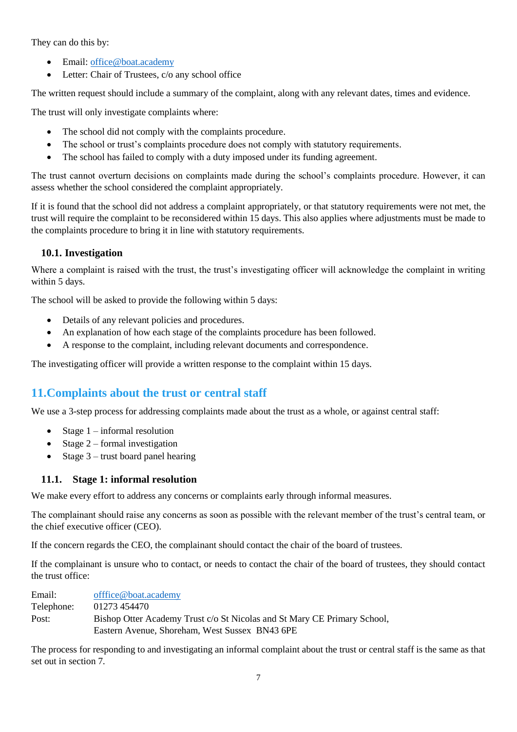They can do this by:

- Email: office@boat.academy
- Letter: Chair of Trustees, c/o any school office

The written request should include a summary of the complaint, along with any relevant dates, times and evidence.

The trust will only investigate complaints where:

- The school did not comply with the complaints procedure.
- The school or trust's complaints procedure does not comply with statutory requirements.
- The school has failed to comply with a duty imposed under its funding agreement.

The trust cannot overturn decisions on complaints made during the school's complaints procedure. However, it can assess whether the school considered the complaint appropriately.

If it is found that the school did not address a complaint appropriately, or that statutory requirements were not met, the trust will require the complaint to be reconsidered within 15 days. This also applies where adjustments must be made to the complaints procedure to bring it in line with statutory requirements.

### 10.1. Investigation

Where a complaint is raised with the trust, the trust's investigating officer will acknowledge the complaint in writing within 5 days.

The school will be asked to provide the following within 5 days:

- Details of any relevant policies and procedures.
- An explanation of how each stage of the complaints procedure has been followed.
- A response to the complaint, including relevant documents and correspondence.

The investigating officer will provide a written response to the complaint within 15 days.

## 11. Complaints about the trust or central staff

We use a 3-step process for addressing complaints made about the trust as a whole, or against central staff:

- Stage 1 – informal resolution
- Stage 2 – formal investigation
- Stage 3 – trust board panel hearing

### 11.1. Stage 1: informal resolution

We make every effort to address any concerns or complaints early through informal measures.

The complainant should raise any concerns as soon as possible with the relevant member of the trust's central team, or the chief executive officer (CEO).

If the concern regards the CEO, the complainant should contact the chair of the board of trustees.

If the complainant is unsure who to contact, or needs to contact the chair of the board of trustees, they should contact the trust office:

Email: offfice@boat.academy
Telephone: 01273 454470
Post: Bishop Otter Academy Trust c/o St Nicolas and St Mary CE Primary School, Eastern Avenue, Shoreham, West Sussex BN43 6PE

The process for responding to and investigating an informal complaint about the trust or central staff is the same as that set out in section 7.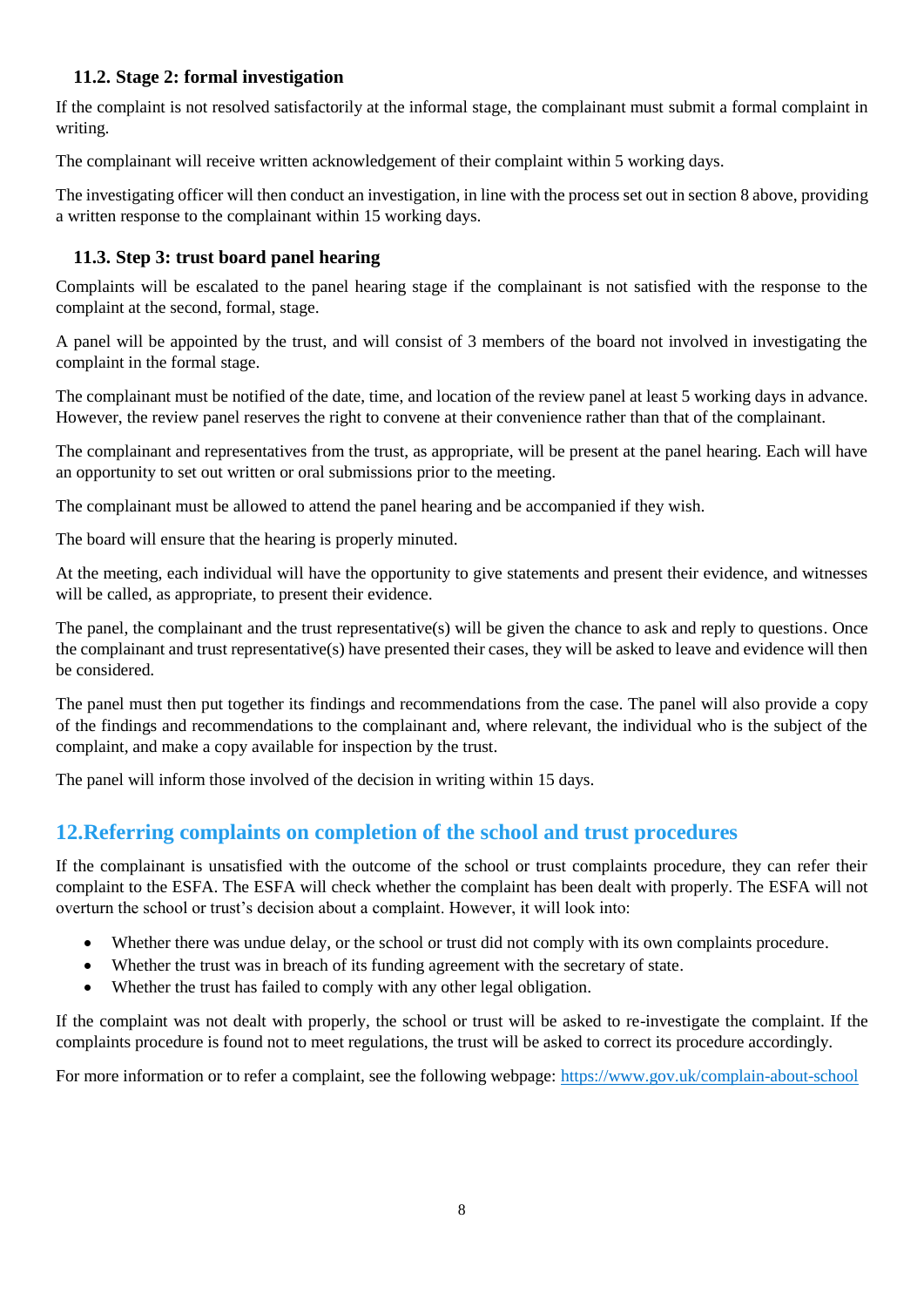### 11.2. Stage 2: formal investigation

If the complaint is not resolved satisfactorily at the informal stage, the complainant must submit a formal complaint in writing.

The complainant will receive written acknowledgement of their complaint within 5 working days.

The investigating officer will then conduct an investigation, in line with the process set out in section 8 above, providing a written response to the complainant within 15 working days.

### 11.3. Step 3: trust board panel hearing

Complaints will be escalated to the panel hearing stage if the complainant is not satisfied with the response to the complaint at the second, formal, stage.

A panel will be appointed by the trust, and will consist of 3 members of the board not involved in investigating the complaint in the formal stage.

The complainant must be notified of the date, time, and location of the review panel at least 5 working days in advance. However, the review panel reserves the right to convene at their convenience rather than that of the complainant.

The complainant and representatives from the trust, as appropriate, will be present at the panel hearing. Each will have an opportunity to set out written or oral submissions prior to the meeting.

The complainant must be allowed to attend the panel hearing and be accompanied if they wish.

The board will ensure that the hearing is properly minuted.

At the meeting, each individual will have the opportunity to give statements and present their evidence, and witnesses will be called, as appropriate, to present their evidence.

The panel, the complainant and the trust representative(s) will be given the chance to ask and reply to questions. Once the complainant and trust representative(s) have presented their cases, they will be asked to leave and evidence will then be considered.

The panel must then put together its findings and recommendations from the case. The panel will also provide a copy of the findings and recommendations to the complainant and, where relevant, the individual who is the subject of the complaint, and make a copy available for inspection by the trust.

The panel will inform those involved of the decision in writing within 15 days.

## 12. Referring complaints on completion of the school and trust procedures

If the complainant is unsatisfied with the outcome of the school or trust complaints procedure, they can refer their complaint to the ESFA. The ESFA will check whether the complaint has been dealt with properly. The ESFA will not overturn the school or trust's decision about a complaint. However, it will look into:

- Whether there was undue delay, or the school or trust did not comply with its own complaints procedure.
- Whether the trust was in breach of its funding agreement with the secretary of state.
- Whether the trust has failed to comply with any other legal obligation.

If the complaint was not dealt with properly, the school or trust will be asked to re-investigate the complaint. If the complaints procedure is found not to meet regulations, the trust will be asked to correct its procedure accordingly.

For more information or to refer a complaint, see the following webpage: [https://www.gov.uk/complain-about-school](https://www.gov.uk/complain-about-school)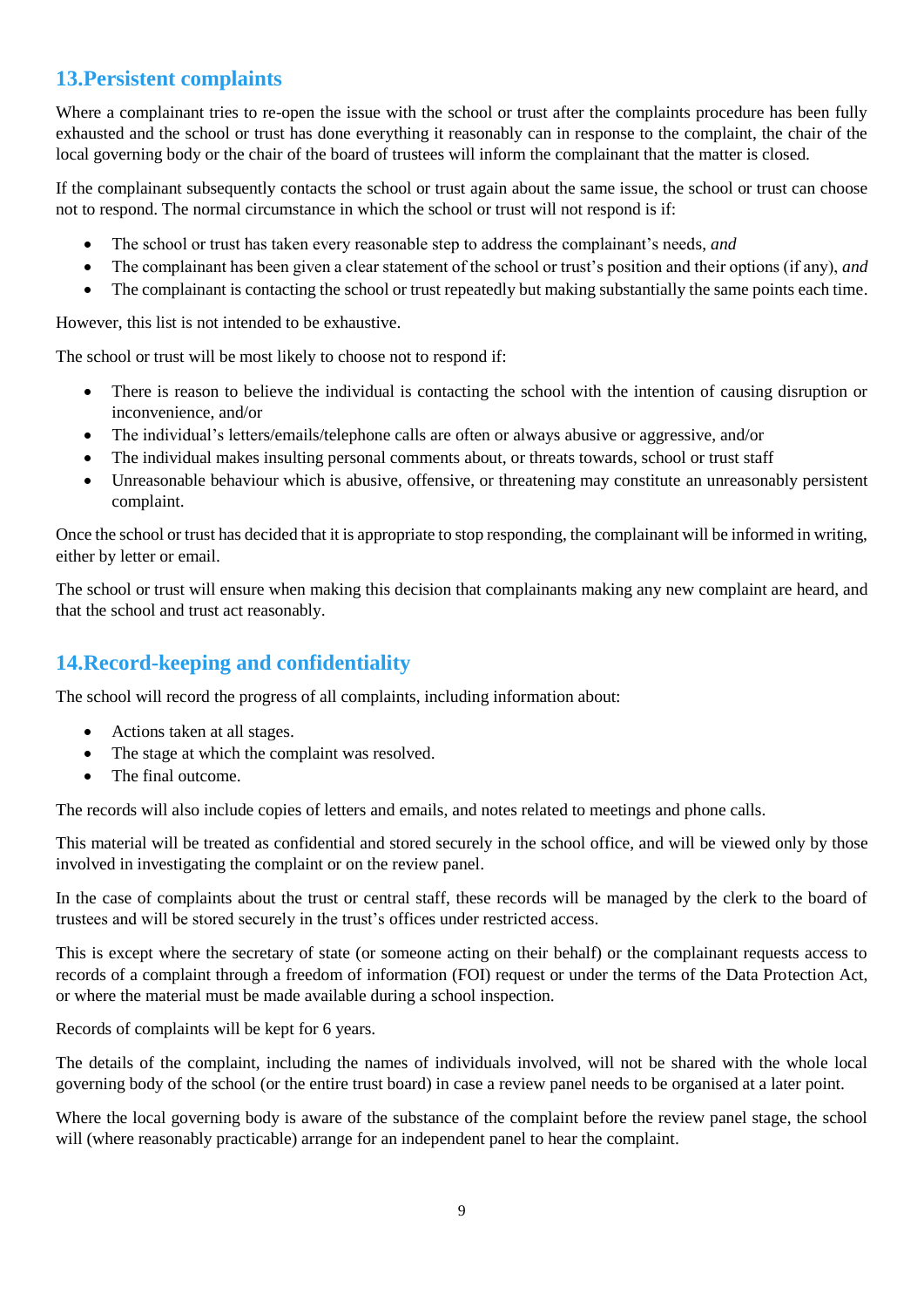## 13. Persistent complaints

Where a complainant tries to re-open the issue with the school or trust after the complaints procedure has been fully exhausted and the school or trust has done everything it reasonably can in response to the complaint, the chair of the local governing body or the chair of the board of trustees will inform the complainant that the matter is closed.

If the complainant subsequently contacts the school or trust again about the same issue, the school or trust can choose not to respond. The normal circumstance in which the school or trust will not respond is if:

- The school or trust has taken every reasonable step to address the complainant's needs, *and*
- The complainant has been given a clear statement of the school or trust's position and their options (if any), *and*
- The complainant is contacting the school or trust repeatedly but making substantially the same points each time.

However, this list is not intended to be exhaustive.

The school or trust will be most likely to choose not to respond if:

- There is reason to believe the individual is contacting the school with the intention of causing disruption or inconvenience, and/or
- The individual's letters/emails/telephone calls are often or always abusive or aggressive, and/or
- The individual makes insulting personal comments about, or threats towards, school or trust staff
- Unreasonable behaviour which is abusive, offensive, or threatening may constitute an unreasonably persistent complaint.

Once the school or trust has decided that it is appropriate to stop responding, the complainant will be informed in writing, either by letter or email.

The school or trust will ensure when making this decision that complainants making any new complaint are heard, and that the school and trust act reasonably.

## 14. Record-keeping and confidentiality

The school will record the progress of all complaints, including information about:

- Actions taken at all stages.
- The stage at which the complaint was resolved.
- The final outcome.

The records will also include copies of letters and emails, and notes related to meetings and phone calls.

This material will be treated as confidential and stored securely in the school office, and will be viewed only by those involved in investigating the complaint or on the review panel.

In the case of complaints about the trust or central staff, these records will be managed by the clerk to the board of trustees and will be stored securely in the trust's offices under restricted access.

This is except where the secretary of state (or someone acting on their behalf) or the complainant requests access to records of a complaint through a freedom of information (FOI) request or under the terms of the Data Protection Act, or where the material must be made available during a school inspection.

Records of complaints will be kept for 6 years.

The details of the complaint, including the names of individuals involved, will not be shared with the whole local governing body of the school (or the entire trust board) in case a review panel needs to be organised at a later point.

Where the local governing body is aware of the substance of the complaint before the review panel stage, the school will (where reasonably practicable) arrange for an independent panel to hear the complaint.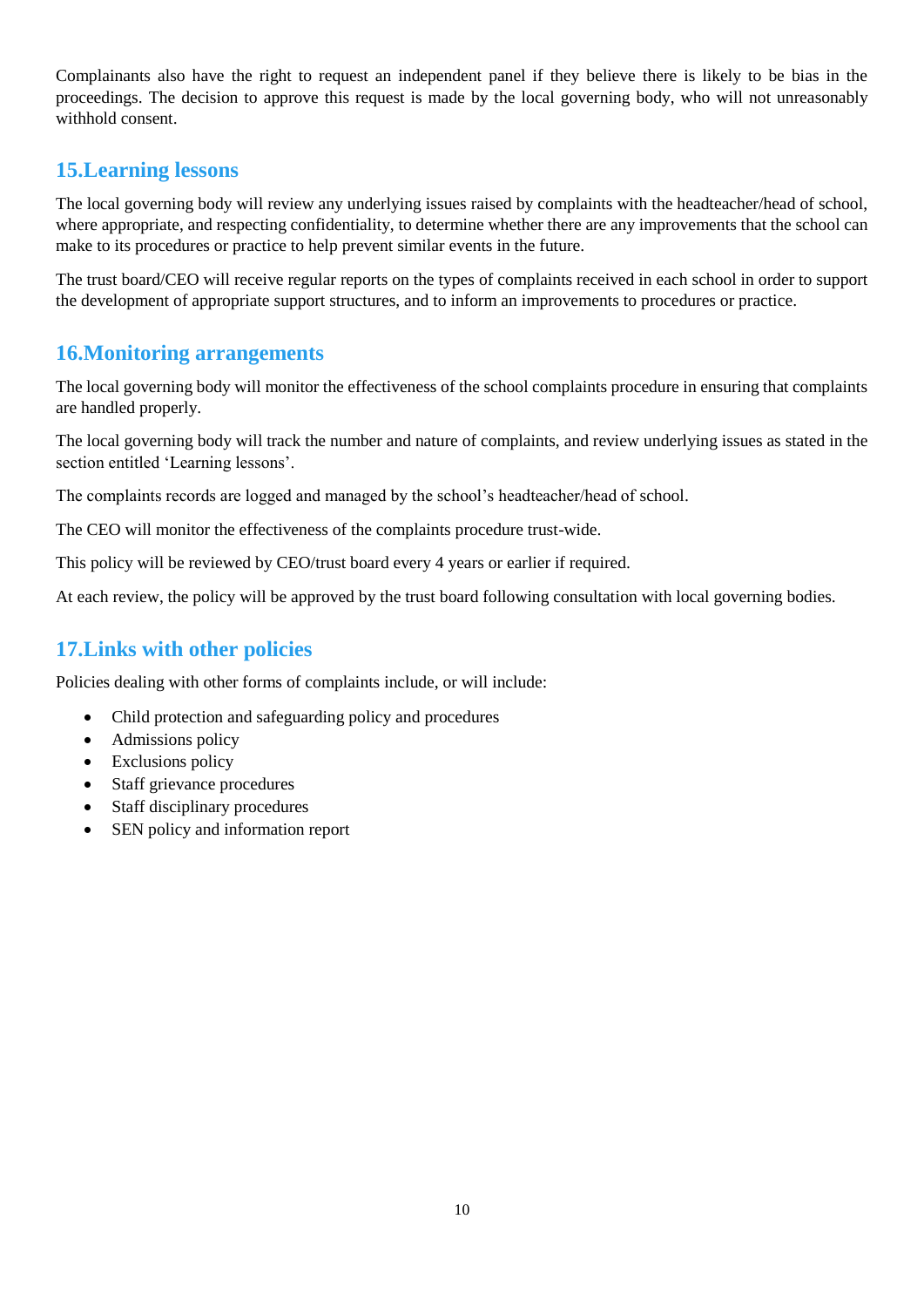Complainants also have the right to request an independent panel if they believe there is likely to be bias in the proceedings. The decision to approve this request is made by the local governing body, who will not unreasonably withhold consent.

## 15. Learning lessons

The local governing body will review any underlying issues raised by complaints with the headteacher/head of school, where appropriate, and respecting confidentiality, to determine whether there are any improvements that the school can make to its procedures or practice to help prevent similar events in the future.

The trust board/CEO will receive regular reports on the types of complaints received in each school in order to support the development of appropriate support structures, and to inform an improvements to procedures or practice.

## 16. Monitoring arrangements

The local governing body will monitor the effectiveness of the school complaints procedure in ensuring that complaints are handled properly.

The local governing body will track the number and nature of complaints, and review underlying issues as stated in the section entitled 'Learning lessons'.

The complaints records are logged and managed by the school's headteacher/head of school.

The CEO will monitor the effectiveness of the complaints procedure trust-wide.

This policy will be reviewed by CEO/trust board every 4 years or earlier if required.

At each review, the policy will be approved by the trust board following consultation with local governing bodies.

## 17. Links with other policies

Policies dealing with other forms of complaints include, or will include:

- Child protection and safeguarding policy and procedures
- Admissions policy
- Exclusions policy
- Staff grievance procedures
- Staff disciplinary procedures
- SEN policy and information report